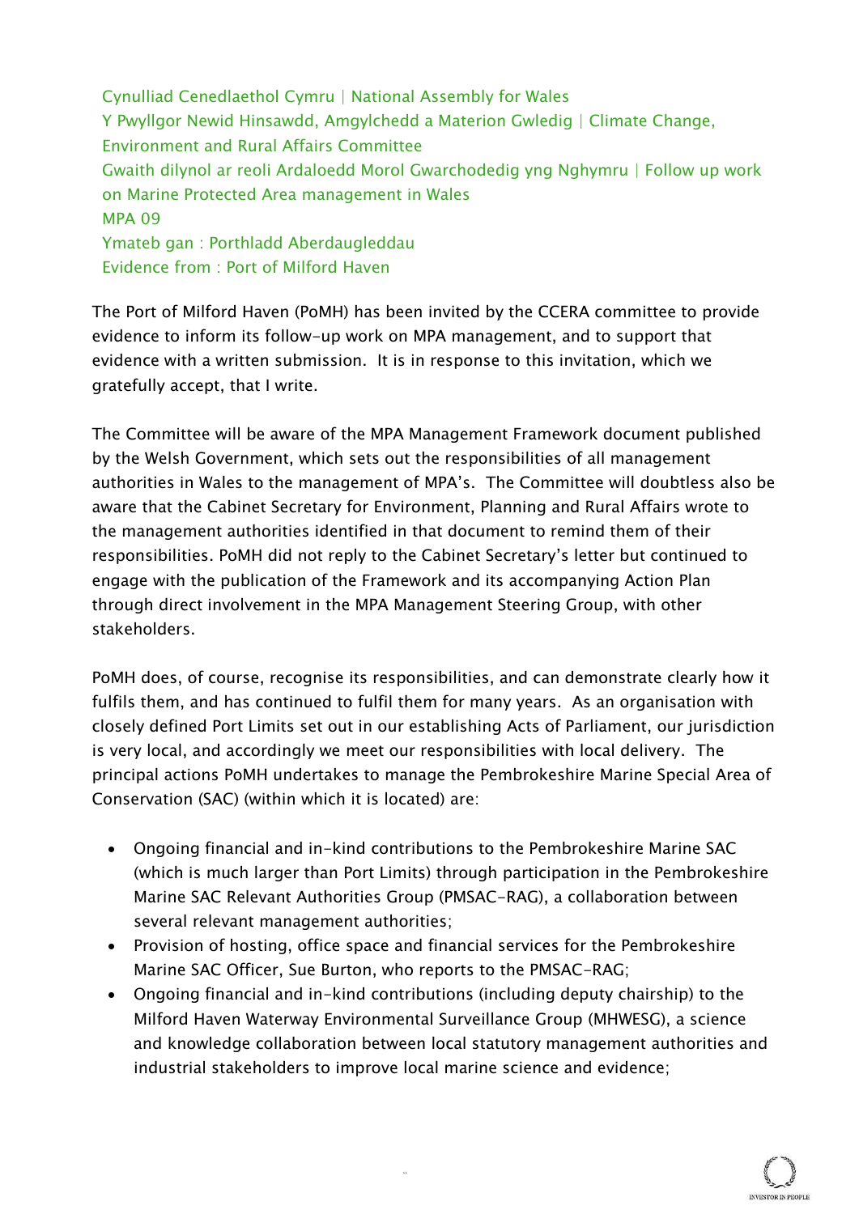Cynulliad Cenedlaethol Cymru | National Assembly for Wales
Y Pwyllgor Newid Hinsawdd, Amgylchedd a Materion Gwledig | Climate Change, Environment and Rural Affairs Committee
Gwaith dilynol ar reoli Ardaloedd Morol Gwarchodedig yng Nghymru | Follow up work on Marine Protected Area management in Wales
MPA 09
Ymateb gan : Porthladd Aberdaugleddau
Evidence from : Port of Milford Haven

The Port of Milford Haven (PoMH) has been invited by the CCERA committee to provide evidence to inform its follow-up work on MPA management, and to support that evidence with a written submission. It is in response to this invitation, which we gratefully accept, that I write.

The Committee will be aware of the MPA Management Framework document published by the Welsh Government, which sets out the responsibilities of all management authorities in Wales to the management of MPA's. The Committee will doubtless also be aware that the Cabinet Secretary for Environment, Planning and Rural Affairs wrote to the management authorities identified in that document to remind them of their responsibilities. PoMH did not reply to the Cabinet Secretary's letter but continued to engage with the publication of the Framework and its accompanying Action Plan through direct involvement in the MPA Management Steering Group, with other stakeholders.

PoMH does, of course, recognise its responsibilities, and can demonstrate clearly how it fulfils them, and has continued to fulfil them for many years. As an organisation with closely defined Port Limits set out in our establishing Acts of Parliament, our jurisdiction is very local, and accordingly we meet our responsibilities with local delivery. The principal actions PoMH undertakes to manage the Pembrokeshire Marine Special Area of Conservation (SAC) (within which it is located) are:

- Ongoing financial and in-kind contributions to the Pembrokeshire Marine SAC (which is much larger than Port Limits) through participation in the Pembrokeshire Marine SAC Relevant Authorities Group (PMSAC-RAG), a collaboration between several relevant management authorities;
- Provision of hosting, office space and financial services for the Pembrokeshire Marine SAC Officer, Sue Burton, who reports to the PMSAC-RAG;
- Ongoing financial and in-kind contributions (including deputy chairship) to the Milford Haven Waterway Environmental Surveillance Group (MHWESG), a science and knowledge collaboration between local statutory management authorities and industrial stakeholders to improve local marine science and evidence;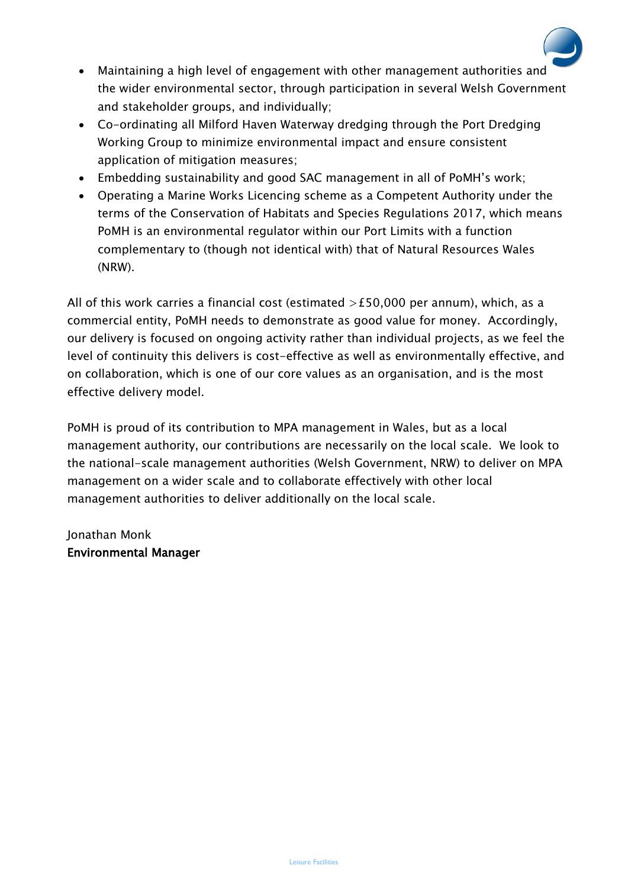- Maintaining a high level of engagement with other management authorities and the wider environmental sector, through participation in several Welsh Government and stakeholder groups, and individually;
- Co-ordinating all Milford Haven Waterway dredging through the Port Dredging Working Group to minimize environmental impact and ensure consistent application of mitigation measures;
- Embedding sustainability and good SAC management in all of PoMH's work;
- Operating a Marine Works Licencing scheme as a Competent Authority under the terms of the Conservation of Habitats and Species Regulations 2017, which means PoMH is an environmental regulator within our Port Limits with a function complementary to (though not identical with) that of Natural Resources Wales (NRW).

All of this work carries a financial cost (estimated >£50,000 per annum), which, as a commercial entity, PoMH needs to demonstrate as good value for money. Accordingly, our delivery is focused on ongoing activity rather than individual projects, as we feel the level of continuity this delivers is cost-effective as well as environmentally effective, and on collaboration, which is one of our core values as an organisation, and is the most effective delivery model.

PoMH is proud of its contribution to MPA management in Wales, but as a local management authority, our contributions are necessarily on the local scale. We look to the national-scale management authorities (Welsh Government, NRW) to deliver on MPA management on a wider scale and to collaborate effectively with other local management authorities to deliver additionally on the local scale.

Jonathan Monk
**Environmental Manager**